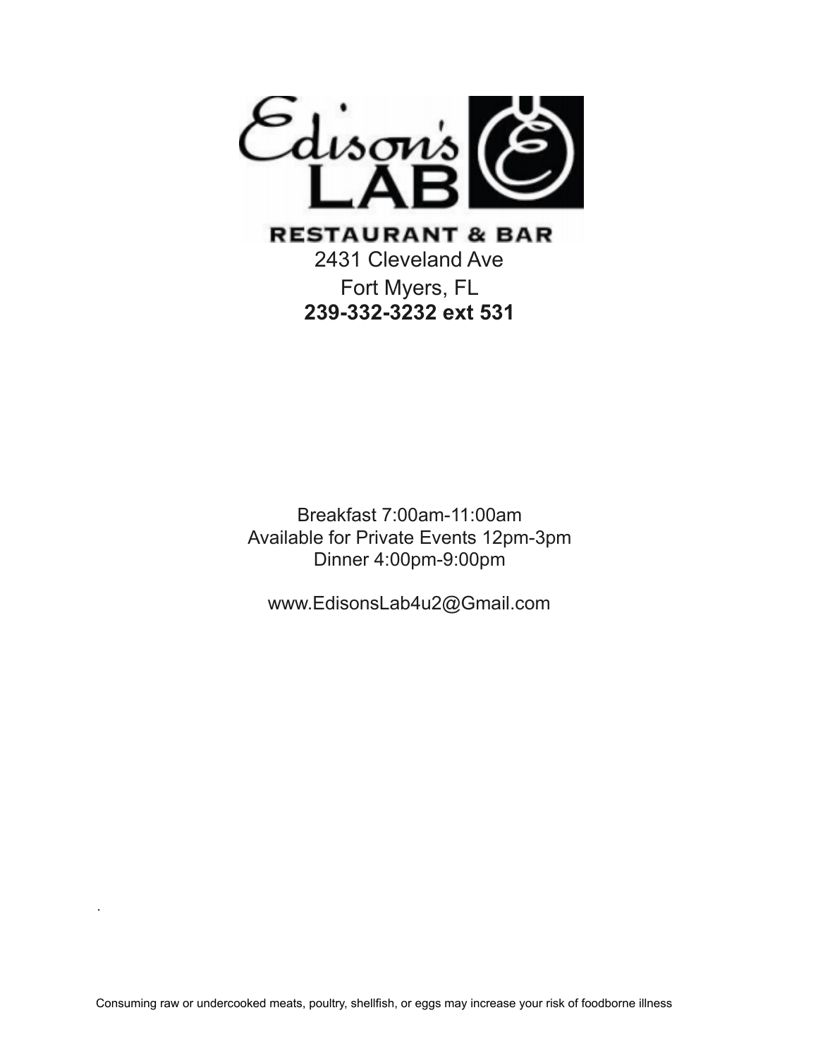# Edison's LAB

## RESTAURANT & BAR

2431 Cleveland Ave

Fort Myers, FL

**239-332-3232 ext 531**

Breakfast 7:00am-11:00am

Available for Private Events 12pm-3pm

Dinner 4:00pm-9:00pm

www.EdisonsLab4u2@Gmail.com

.

Consuming raw or undercooked meats, poultry, shellfish, or eggs may increase your risk of foodborne illness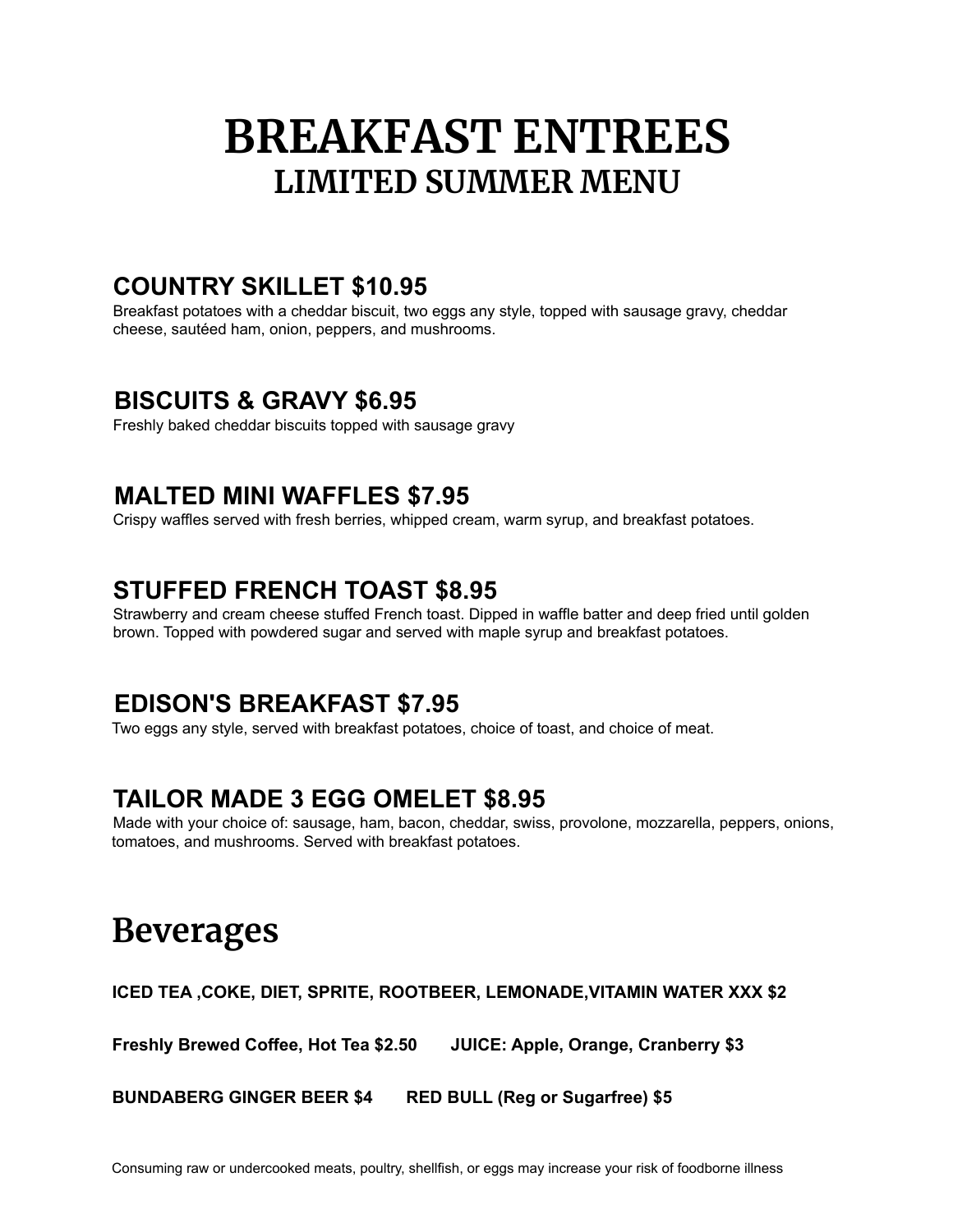# BREAKFAST ENTREES
## LIMITED SUMMER MENU

### COUNTRY SKILLET $10.95

Breakfast potatoes with a cheddar biscuit, two eggs any style, topped with sausage gravy, cheddar cheese, sautéed ham, onion, peppers, and mushrooms.

### BISCUITS & GRAVY $6.95

Freshly baked cheddar biscuits topped with sausage gravy

### MALTED MINI WAFFLES $7.95

Crispy waffles served with fresh berries, whipped cream, warm syrup, and breakfast potatoes.

### STUFFED FRENCH TOAST $8.95

Strawberry and cream cheese stuffed French toast. Dipped in waffle batter and deep fried until golden brown. Topped with powdered sugar and served with maple syrup and breakfast potatoes.

### EDISON'S BREAKFAST $7.95

Two eggs any style, served with breakfast potatoes, choice of toast, and choice of meat.

### TAILOR MADE 3 EGG OMELET $8.95

Made with your choice of: sausage, ham, bacon, cheddar, swiss, provolone, mozzarella, peppers, onions, tomatoes, and mushrooms. Served with breakfast potatoes.

# Beverages

**ICED TEA ,COKE, DIET, SPRITE, ROOTBEER, LEMONADE,VITAMIN WATER XXX $2**

**Freshly Brewed Coffee, Hot Tea $2.50** **JUICE: Apple, Orange, Cranberry $3**

**BUNDABERG GINGER BEER $4** **RED BULL (Reg or Sugarfree) $5**

Consuming raw or undercooked meats, poultry, shellfish, or eggs may increase your risk of foodborne illness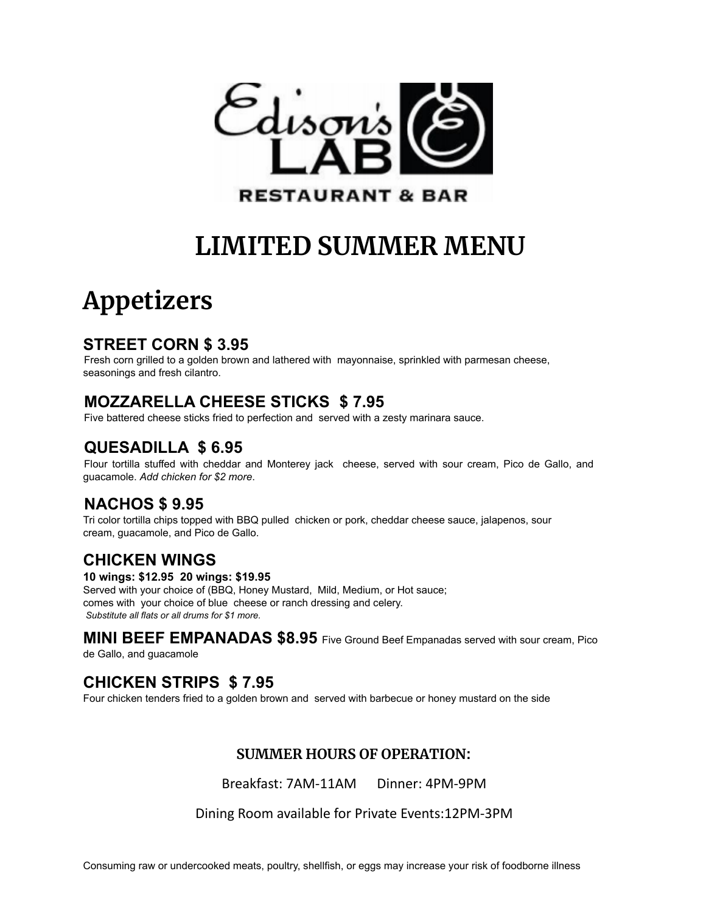Edison's LAB

RESTAURANT & BAR

# LIMITED SUMMER MENU

## Appetizers

### STREET CORN $ 3.95

Fresh corn grilled to a golden brown and lathered with mayonnaise, sprinkled with parmesan cheese, seasonings and fresh cilantro.

### MOZZARELLA CHEESE STICKS $ 7.95

Five battered cheese sticks fried to perfection and served with a zesty marinara sauce.

### QUESADILLA $ 6.95

Flour tortilla stuffed with cheddar and Monterey jack cheese, served with sour cream, Pico de Gallo, and guacamole. *Add chicken for $2 more*.

### NACHOS $ 9.95

Tri color tortilla chips topped with BBQ pulled chicken or pork, cheddar cheese sauce, jalapenos, sour cream, guacamole, and Pico de Gallo.

### CHICKEN WINGS

**10 wings: $12.95 20 wings: $19.95**

Served with your choice of (BBQ, Honey Mustard, Mild, Medium, or Hot sauce; comes with your choice of blue cheese or ranch dressing and celery.

*Substitute all flats or all drums for $1 more.*

### MINI BEEF EMPANADAS $8.95

Five Ground Beef Empanadas served with sour cream, Pico de Gallo, and guacamole

### CHICKEN STRIPS $ 7.95

Four chicken tenders fried to a golden brown and served with barbecue or honey mustard on the side

**SUMMER HOURS OF OPERATION:**

Breakfast: 7AM-11AM Dinner: 4PM-9PM

Dining Room available for Private Events:12PM-3PM

Consuming raw or undercooked meats, poultry, shellfish, or eggs may increase your risk of foodborne illness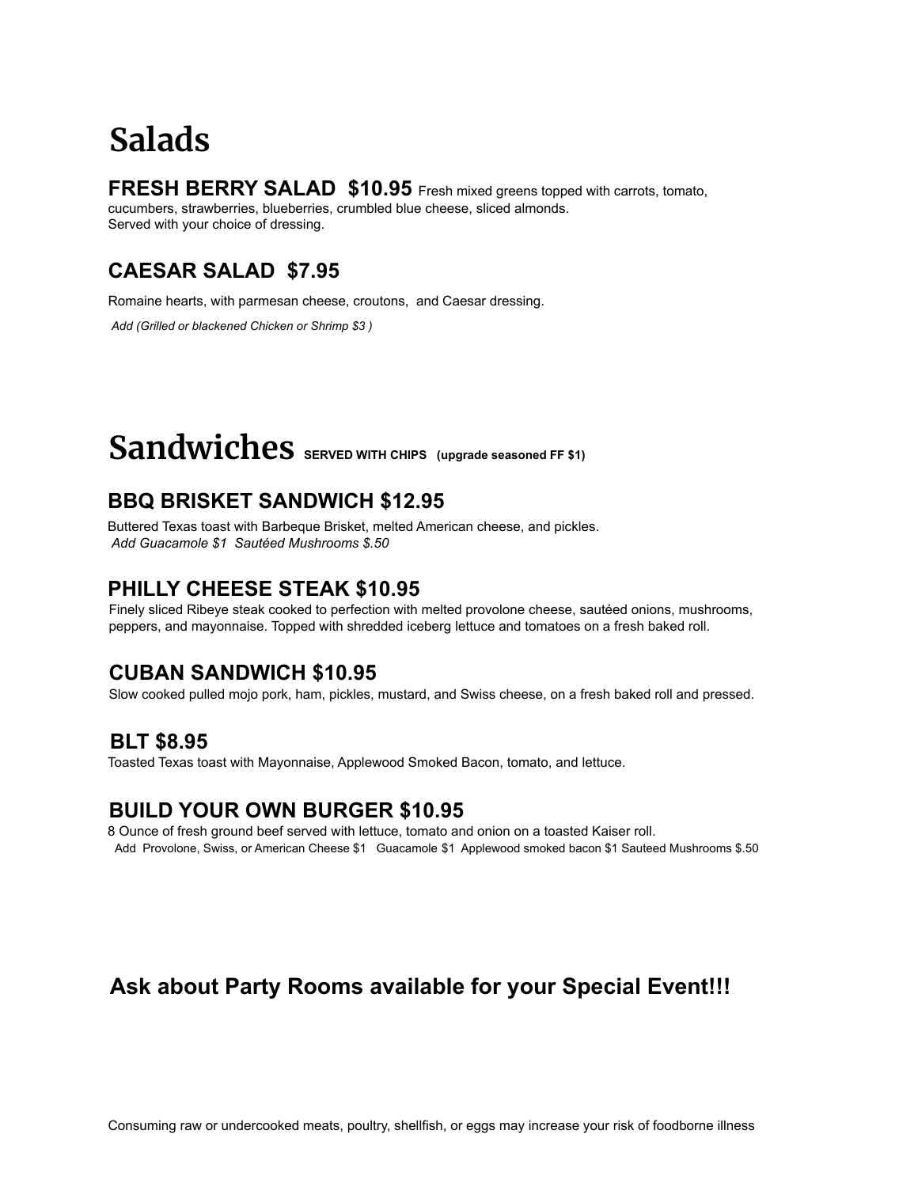# Salads

**FRESH BERRY SALAD $10.95** Fresh mixed greens topped with carrots, tomato, cucumbers, strawberries, blueberries, crumbled blue cheese, sliced almonds.
Served with your choice of dressing.

### CAESAR SALAD $7.95

Romaine hearts, with parmesan cheese, croutons, and Caesar dressing.

*Add (Grilled or blackened Chicken or Shrimp $3 )*

# Sandwiches **SERVED WITH CHIPS (upgrade seasoned FF $1)**

### BBQ BRISKET SANDWICH $12.95

Buttered Texas toast with Barbeque Brisket, melted American cheese, and pickles.
*Add Guacamole $1 Sautéed Mushrooms $.50*

### PHILLY CHEESE STEAK $10.95

Finely sliced Ribeye steak cooked to perfection with melted provolone cheese, sautéed onions, mushrooms, peppers, and mayonnaise. Topped with shredded iceberg lettuce and tomatoes on a fresh baked roll.

### CUBAN SANDWICH $10.95

Slow cooked pulled mojo pork, ham, pickles, mustard, and Swiss cheese, on a fresh baked roll and pressed.

### BLT $8.95

Toasted Texas toast with Mayonnaise, Applewood Smoked Bacon, tomato, and lettuce.

### BUILD YOUR OWN BURGER $10.95

8 Ounce of fresh ground beef served with lettuce, tomato and onion on a toasted Kaiser roll.
Add Provolone, Swiss, or American Cheese $1 Guacamole $1 Applewood smoked bacon $1 Sauteed Mushrooms $.50

## Ask about Party Rooms available for your Special Event!!!

Consuming raw or undercooked meats, poultry, shellfish, or eggs may increase your risk of foodborne illness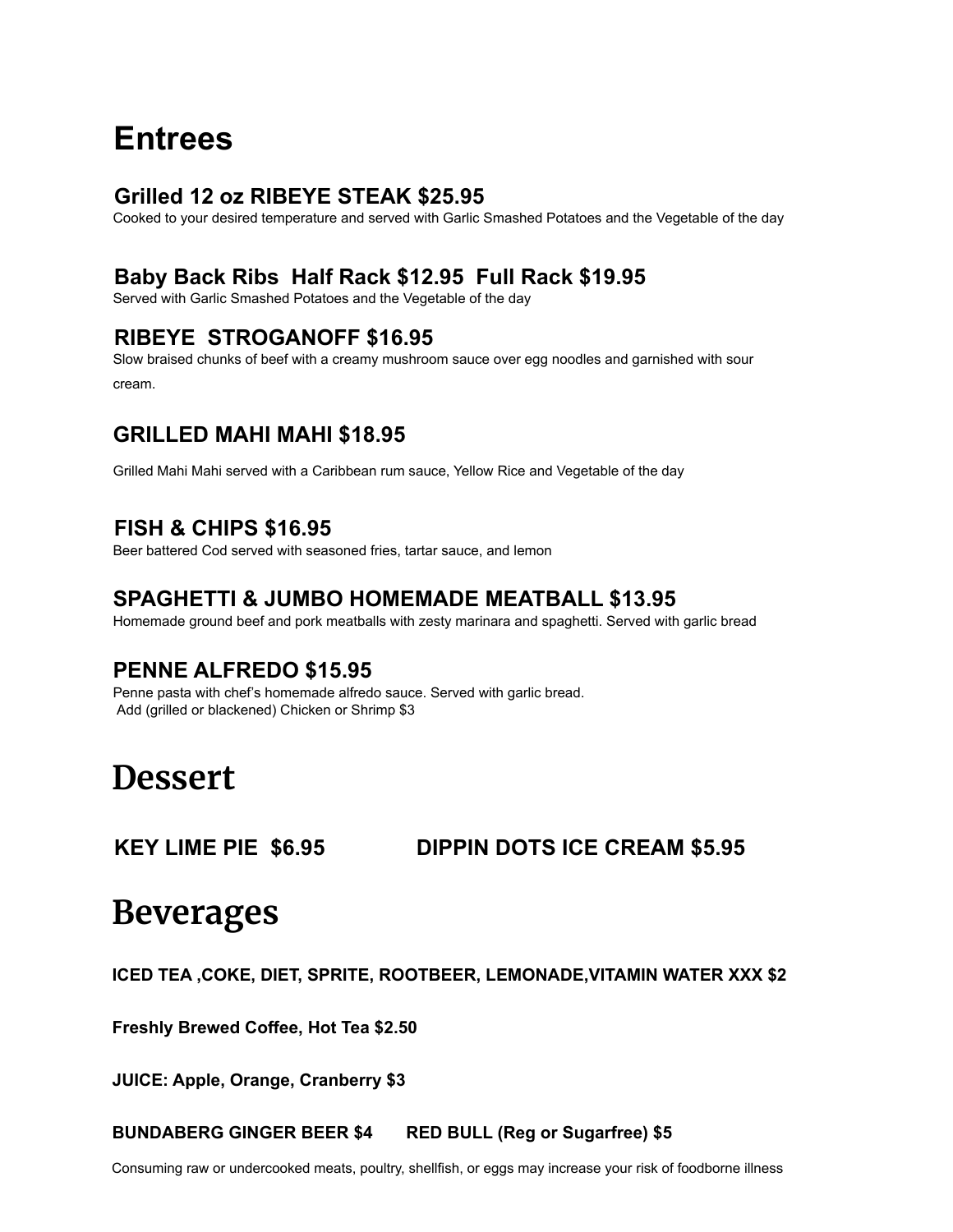# Entrees

### Grilled 12 oz RIBEYE STEAK $25.95

Cooked to your desired temperature and served with Garlic Smashed Potatoes and the Vegetable of the day

### Baby Back Ribs  Half Rack $12.95  Full Rack $19.95

Served with Garlic Smashed Potatoes and the Vegetable of the day

### RIBEYE  STROGANOFF $16.95

Slow braised chunks of beef with a creamy mushroom sauce over egg noodles and garnished with sour cream.

### GRILLED MAHI MAHI $18.95

Grilled Mahi Mahi served with a Caribbean rum sauce, Yellow Rice and Vegetable of the day

### FISH & CHIPS $16.95

Beer battered Cod served with seasoned fries, tartar sauce, and lemon

### SPAGHETTI & JUMBO HOMEMADE MEATBALL $13.95

Homemade ground beef and pork meatballs with zesty marinara and spaghetti. Served with garlic bread

### PENNE ALFREDO $15.95

Penne pasta with chef's homemade alfredo sauce. Served with garlic bread.
Add (grilled or blackened) Chicken or Shrimp $3

# Dessert

### KEY LIME PIE  $6.95

### DIPPIN DOTS ICE CREAM $5.95

# Beverages

**ICED TEA ,COKE, DIET, SPRITE, ROOTBEER, LEMONADE,VITAMIN WATER XXX $2**

**Freshly Brewed Coffee, Hot Tea $2.50**

**JUICE: Apple, Orange, Cranberry $3**

**BUNDABERG GINGER BEER $4**

**RED BULL (Reg or Sugarfree) $5**

Consuming raw or undercooked meats, poultry, shellfish, or eggs may increase your risk of foodborne illness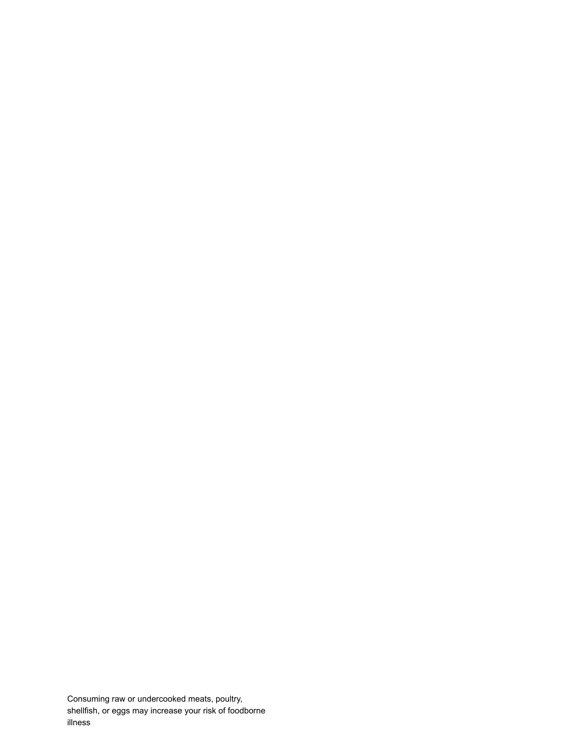Consuming raw or undercooked meats, poultry, shellfish, or eggs may increase your risk of foodborne illness